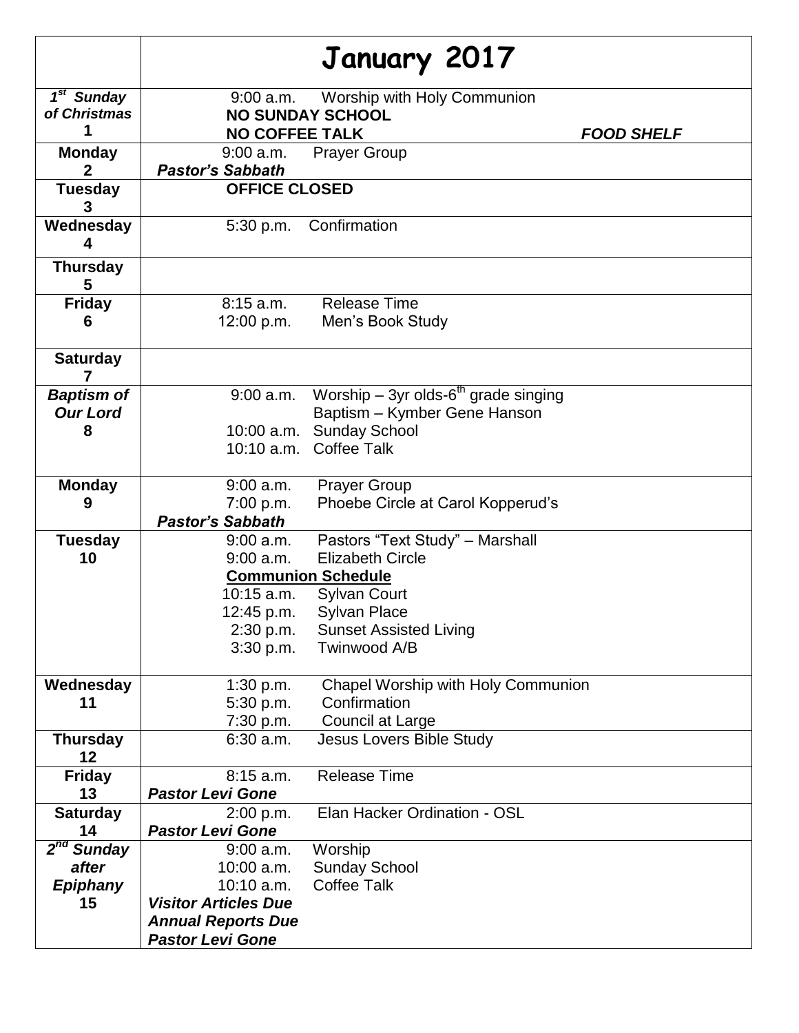| | January 2017 |
|---|---|
| ***1st Sunday of Christmas* 1** | 9:00 a.m. Worship with Holy Communion<br>**NO SUNDAY SCHOOL**<br>**NO COFFEE TALK** ***FOOD SHELF*** |
| **Monday 2** | 9:00 a.m. Prayer Group<br>***Pastor's Sabbath*** |
| **Tuesday 3** | **OFFICE CLOSED** |
| **Wednesday 4** | 5:30 p.m. Confirmation |
| **Thursday 5** | |
| **Friday 6** | 8:15 a.m. Release Time<br>12:00 p.m. Men's Book Study |
| **Saturday 7** | |
| ***Baptism of Our Lord* 8** | 9:00 a.m. Worship – 3yr olds-6th grade singing<br>Baptism – Kymber Gene Hanson<br>10:00 a.m. Sunday School<br>10:10 a.m. Coffee Talk |
| **Monday 9** | 9:00 a.m. Prayer Group<br>7:00 p.m. Phoebe Circle at Carol Kopperud's<br>***Pastor's Sabbath*** |
| **Tuesday 10** | 9:00 a.m. Pastors "Text Study" – Marshall<br>9:00 a.m. Elizabeth Circle<br>**<u>Communion Schedule</u>**<br>10:15 a.m. Sylvan Court<br>12:45 p.m. Sylvan Place<br>2:30 p.m. Sunset Assisted Living<br>3:30 p.m. Twinwood A/B |
| **Wednesday 11** | 1:30 p.m. Chapel Worship with Holy Communion<br>5:30 p.m. Confirmation<br>7:30 p.m. Council at Large |
| **Thursday 12** | 6:30 a.m. Jesus Lovers Bible Study |
| **Friday 13** | 8:15 a.m. Release Time<br>***Pastor Levi Gone*** |
| **Saturday 14** | 2:00 p.m. Elan Hacker Ordination - OSL<br>***Pastor Levi Gone*** |
| ***2nd Sunday after Epiphany* 15** | 9:00 a.m. Worship<br>10:00 a.m. Sunday School<br>10:10 a.m. Coffee Talk<br>***Visitor Articles Due***<br>***Annual Reports Due***<br>***Pastor Levi Gone*** |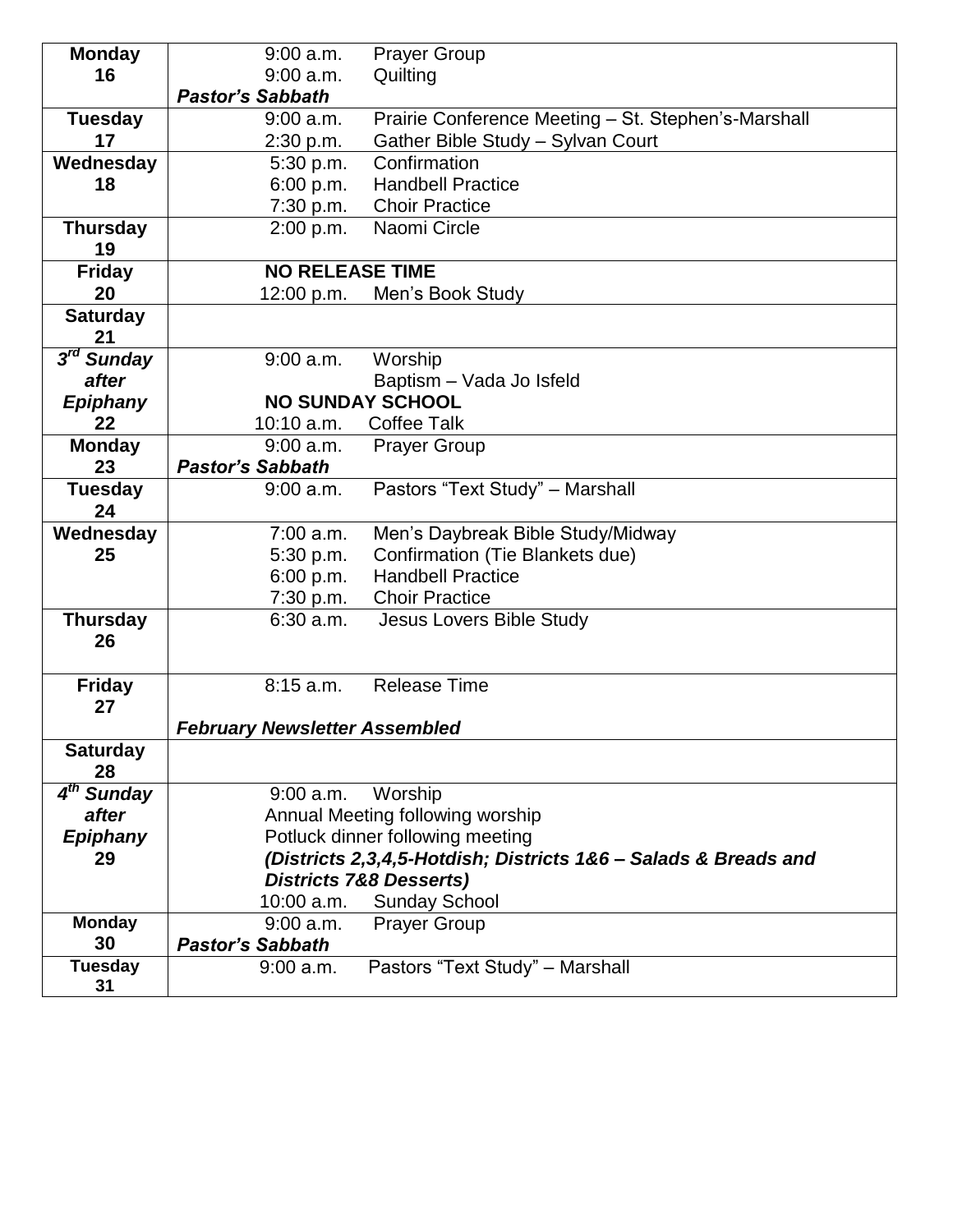| | | |
|---|---|---|
| **Monday 16** | 9:00 a.m.<br>9:00 a.m.<br>***Pastor's Sabbath*** | Prayer Group<br>Quilting |
| **Tuesday 17** | 9:00 a.m.<br>2:30 p.m. | Prairie Conference Meeting – St. Stephen's-Marshall<br>Gather Bible Study – Sylvan Court |
| **Wednesday 18** | 5:30 p.m.<br>6:00 p.m.<br>7:30 p.m. | Confirmation<br>Handbell Practice<br>Choir Practice |
| **Thursday 19** | 2:00 p.m. | Naomi Circle |
| **Friday 20** | **NO RELEASE TIME**<br>12:00 p.m. | <br>Men's Book Study |
| **Saturday 21** | | |
| ***3rd Sunday after Epiphany* 22** | 9:00 a.m.<br><br>**NO SUNDAY SCHOOL**<br>10:10 a.m. | Worship<br>Baptism – Vada Jo Isfeld<br><br>Coffee Talk |
| **Monday 23** | 9:00 a.m.<br>***Pastor's Sabbath*** | Prayer Group |
| **Tuesday 24** | 9:00 a.m. | Pastors "Text Study" – Marshall |
| **Wednesday 25** | 7:00 a.m.<br>5:30 p.m.<br>6:00 p.m.<br>7:30 p.m. | Men's Daybreak Bible Study/Midway<br>Confirmation (Tie Blankets due)<br>Handbell Practice<br>Choir Practice |
| **Thursday 26** | 6:30 a.m. | Jesus Lovers Bible Study |
| **Friday 27** | 8:15 a.m.<br>***February Newsletter Assembled*** | Release Time |
| **Saturday 28** | | |
| ***4th Sunday after Epiphany* 29** | 9:00 a.m.<br>Annual Meeting following worship<br>Potluck dinner following meeting<br>***(Districts 2,3,4,5-Hotdish; Districts 1&6 – Salads & Breads and Districts 7&8 Desserts)***<br>10:00 a.m. | Worship<br><br><br><br><br>Sunday School |
| **Monday 30** | 9:00 a.m.<br>***Pastor's Sabbath*** | Prayer Group |
| **Tuesday 31** | 9:00 a.m. | Pastors "Text Study" – Marshall |